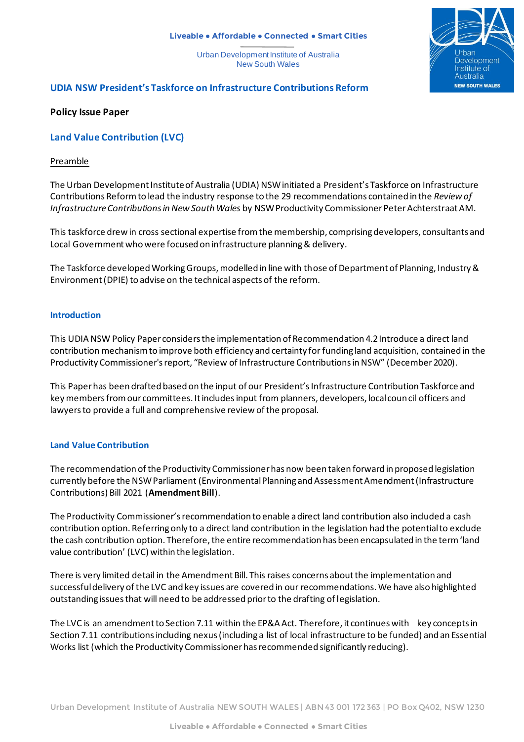Urban Development Institute of Australia
New South Wales

## UDIA NSW President's Taskforce on Infrastructure Contributions Reform

**Policy Issue Paper**

## Land Value Contribution (LVC)

Preamble

The Urban Development Institute of Australia (UDIA) NSW initiated a President's Taskforce on Infrastructure Contributions Reform to lead the industry response to the 29 recommendations contained in the *Review of Infrastructure Contributions in New South Wales* by NSW Productivity Commissioner Peter Achterstraat AM.

This taskforce drew in cross sectional expertise from the membership, comprising developers, consultants and Local Government who were focused on infrastructure planning & delivery.

The Taskforce developed Working Groups, modelled in line with those of Department of Planning, Industry & Environment (DPIE) to advise on the technical aspects of the reform.

### Introduction

This UDIA NSW Policy Paper considers the implementation of Recommendation 4.2 Introduce a direct land contribution mechanism to improve both efficiency and certainty for funding land acquisition, contained in the Productivity Commissioner's report, "Review of Infrastructure Contributions in NSW" (December 2020).

This Paper has been drafted based on the input of our President's Infrastructure Contribution Taskforce and key members from our committees. It includes input from planners, developers, local council officers and lawyers to provide a full and comprehensive review of the proposal.

### Land Value Contribution

The recommendation of the Productivity Commissioner has now been taken forward in proposed legislation currently before the NSW Parliament (Environmental Planning and Assessment Amendment (Infrastructure Contributions) Bill 2021 (**Amendment Bill**).

The Productivity Commissioner's recommendation to enable a direct land contribution also included a cash contribution option. Referring only to a direct land contribution in the legislation had the potential to exclude the cash contribution option. Therefore, the entire recommendation has been encapsulated in the term 'land value contribution' (LVC) within the legislation.

There is very limited detail in the Amendment Bill. This raises concerns about the implementation and successful delivery of the LVC and key issues are covered in our recommendations. We have also highlighted outstanding issues that will need to be addressed prior to the drafting of legislation.

The LVC is an amendment to Section 7.11 within the EP&A Act. Therefore, it continues with key concepts in Section 7.11 contributions including nexus (including a list of local infrastructure to be funded) and an Essential Works list (which the Productivity Commissioner has recommended significantly reducing).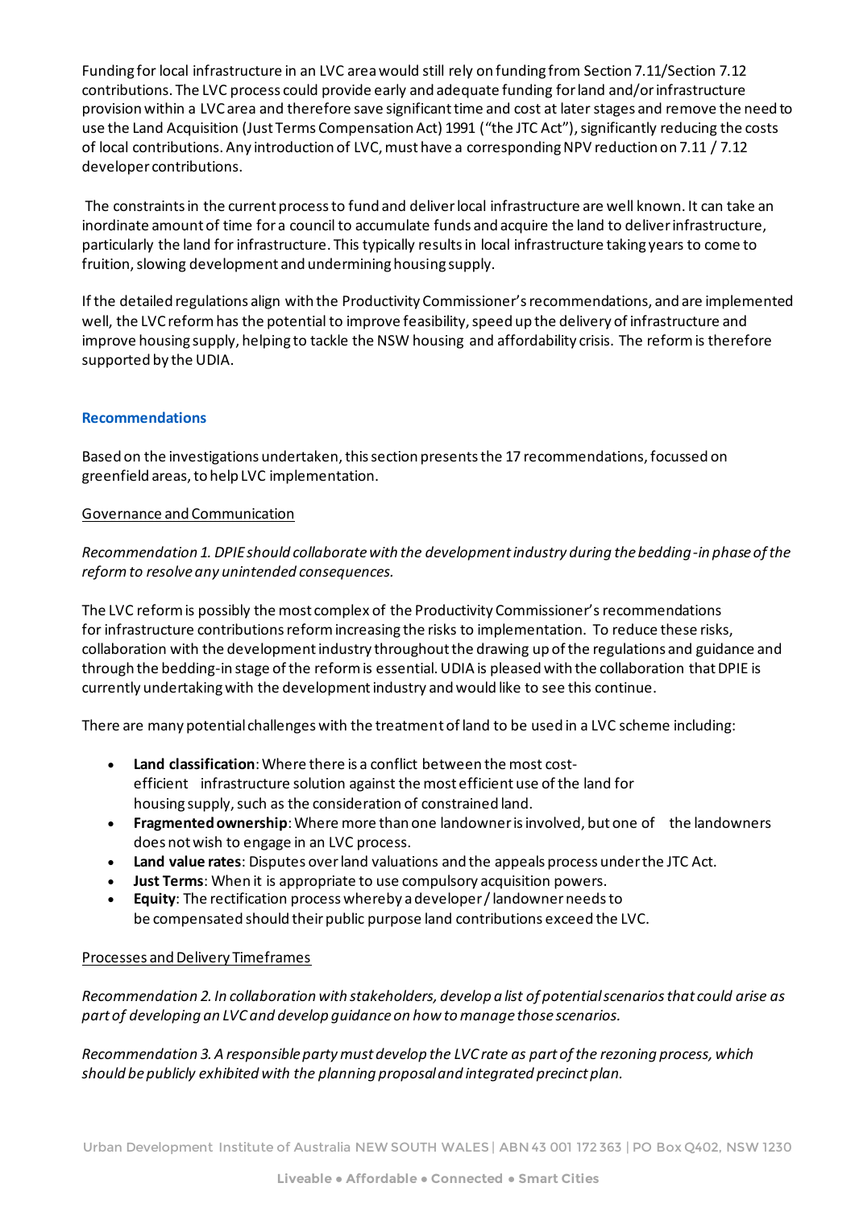Funding for local infrastructure in an LVC area would still rely on funding from Section 7.11/Section 7.12 contributions. The LVC process could provide early and adequate funding for land and/or infrastructure provision within a LVC area and therefore save significant time and cost at later stages and remove the need to use the Land Acquisition (Just Terms Compensation Act) 1991 ("the JTC Act"), significantly reducing the costs of local contributions. Any introduction of LVC, must have a corresponding NPV reduction on 7.11 / 7.12 developer contributions.

The constraints in the current process to fund and deliver local infrastructure are well known. It can take an inordinate amount of time for a council to accumulate funds and acquire the land to deliver infrastructure, particularly the land for infrastructure. This typically results in local infrastructure taking years to come to fruition, slowing development and undermining housing supply.

If the detailed regulations align with the Productivity Commissioner's recommendations, and are implemented well, the LVC reform has the potential to improve feasibility, speed up the delivery of infrastructure and improve housing supply, helping to tackle the NSW housing and affordability crisis. The reform is therefore supported by the UDIA.

### Recommendations

Based on the investigations undertaken, this section presents the 17 recommendations, focussed on greenfield areas, to help LVC implementation.

Governance and Communication

*Recommendation 1. DPIE should collaborate with the development industry during the bedding-in phase of the reform to resolve any unintended consequences.*

The LVC reform is possibly the most complex of the Productivity Commissioner's recommendations for infrastructure contributions reform increasing the risks to implementation. To reduce these risks, collaboration with the development industry throughout the drawing up of the regulations and guidance and through the bedding-in stage of the reform is essential. UDIA is pleased with the collaboration that DPIE is currently undertaking with the development industry and would like to see this continue.

There are many potential challenges with the treatment of land to be used in a LVC scheme including:

- **Land classification**: Where there is a conflict between the most cost-efficient infrastructure solution against the most efficient use of the land for housing supply, such as the consideration of constrained land.
- **Fragmented ownership**: Where more than one landowner is involved, but one of the landowners does not wish to engage in an LVC process.
- **Land value rates**: Disputes over land valuations and the appeals process under the JTC Act.
- **Just Terms**: When it is appropriate to use compulsory acquisition powers.
- **Equity**: The rectification process whereby a developer / landowner needs to be compensated should their public purpose land contributions exceed the LVC.

Processes and Delivery Timeframes

*Recommendation 2. In collaboration with stakeholders, develop a list of potential scenarios that could arise as part of developing an LVC and develop guidance on how to manage those scenarios.*

*Recommendation 3. A responsible party must develop the LVC rate as part of the rezoning process, which should be publicly exhibited with the planning proposal and integrated precinct plan.*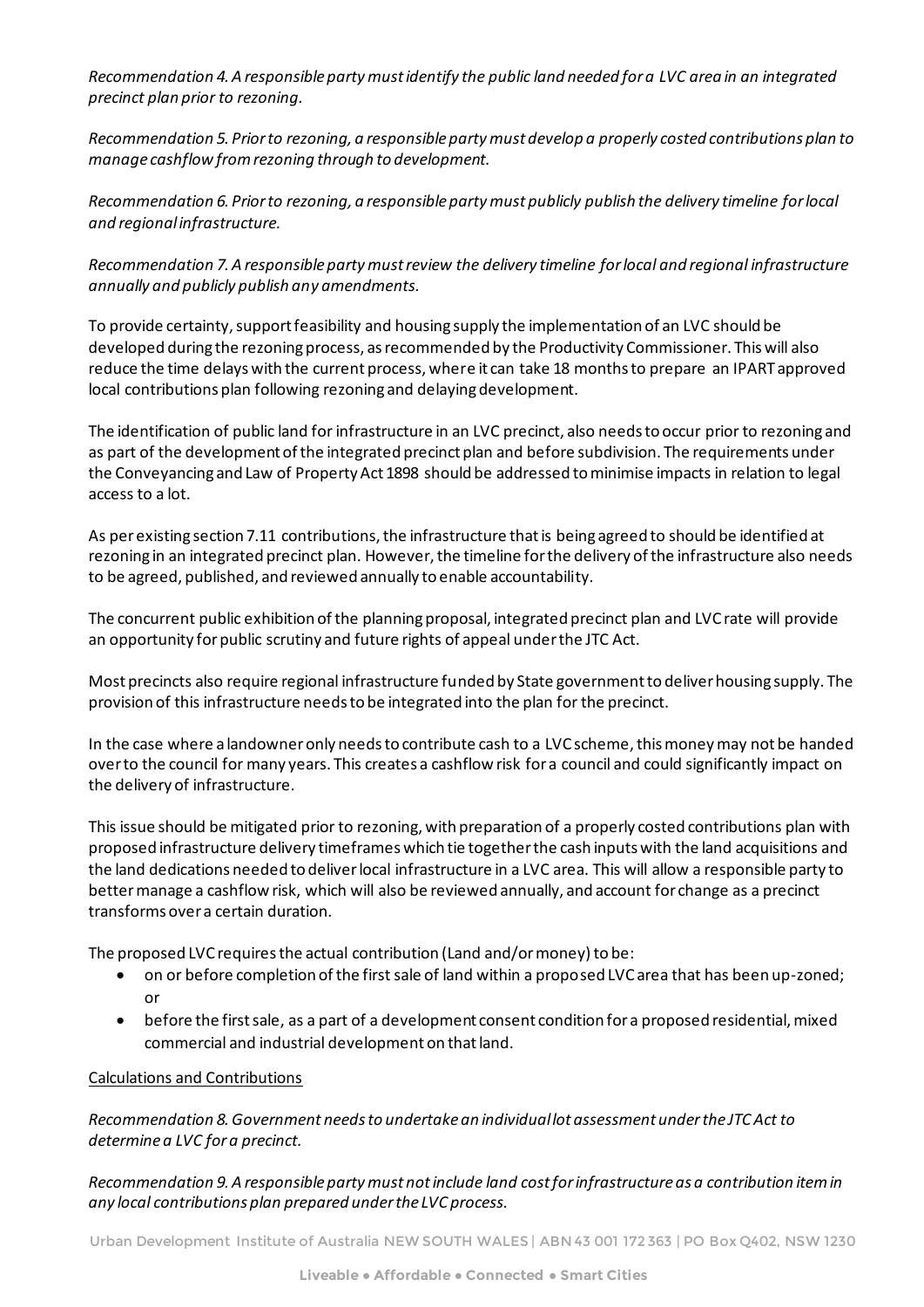*Recommendation 4. A responsible party must identify the public land needed for a LVC area in an integrated precinct plan prior to rezoning.*

*Recommendation 5. Prior to rezoning, a responsible party must develop a properly costed contributions plan to manage cashflow from rezoning through to development.*

*Recommendation 6. Prior to rezoning, a responsible party must publicly publish the delivery timeline for local and regional infrastructure.*

*Recommendation 7. A responsible party must review the delivery timeline for local and regional infrastructure annually and publicly publish any amendments.*

To provide certainty, support feasibility and housing supply the implementation of an LVC should be developed during the rezoning process, as recommended by the Productivity Commissioner. This will also reduce the time delays with the current process, where it can take 18 months to prepare an IPART approved local contributions plan following rezoning and delaying development.

The identification of public land for infrastructure in an LVC precinct, also needs to occur prior to rezoning and as part of the development of the integrated precinct plan and before subdivision. The requirements under the Conveyancing and Law of Property Act 1898 should be addressed to minimise impacts in relation to legal access to a lot.

As per existing section 7.11 contributions, the infrastructure that is being agreed to should be identified at rezoning in an integrated precinct plan. However, the timeline for the delivery of the infrastructure also needs to be agreed, published, and reviewed annually to enable accountability.

The concurrent public exhibition of the planning proposal, integrated precinct plan and LVC rate will provide an opportunity for public scrutiny and future rights of appeal under the JTC Act.

Most precincts also require regional infrastructure funded by State government to deliver housing supply. The provision of this infrastructure needs to be integrated into the plan for the precinct.

In the case where a landowner only needs to contribute cash to a LVC scheme, this money may not be handed over to the council for many years. This creates a cashflow risk for a council and could significantly impact on the delivery of infrastructure.

This issue should be mitigated prior to rezoning, with preparation of a properly costed contributions plan with proposed infrastructure delivery timeframes which tie together the cash inputs with the land acquisitions and the land dedications needed to deliver local infrastructure in a LVC area. This will allow a responsible party to better manage a cashflow risk, which will also be reviewed annually, and account for change as a precinct transforms over a certain duration.

The proposed LVC requires the actual contribution (Land and/or money) to be:

- on or before completion of the first sale of land within a proposed LVC area that has been up-zoned; or
- before the first sale, as a part of a development consent condition for a proposed residential, mixed commercial and industrial development on that land.

Calculations and Contributions

*Recommendation 8. Government needs to undertake an individual lot assessment under the JTC Act to determine a LVC for a precinct.*

*Recommendation 9. A responsible party must not include land cost for infrastructure as a contribution item in any local contributions plan prepared under the LVC process.*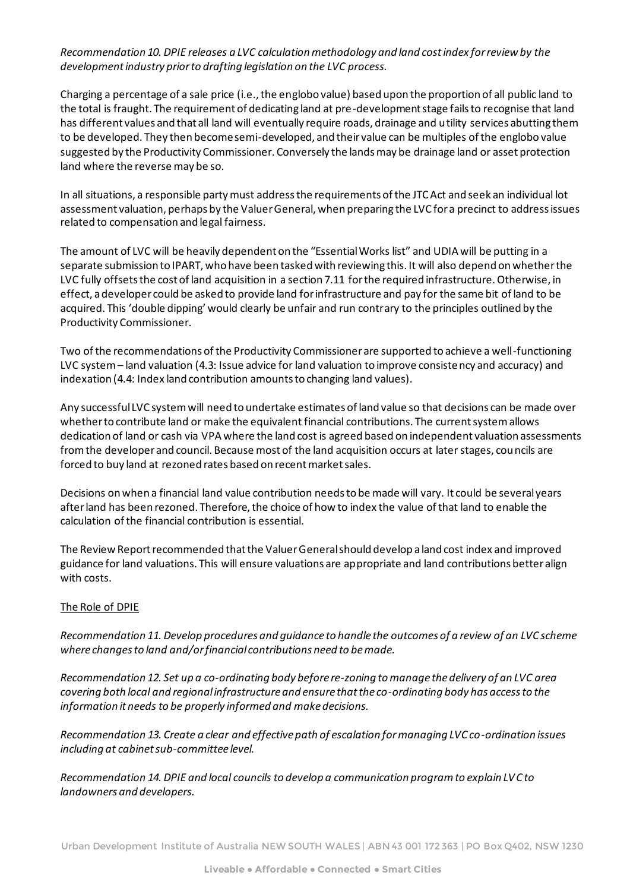*Recommendation 10. DPIE releases a LVC calculation methodology and land cost index for review by the development industry prior to drafting legislation on the LVC process.*

Charging a percentage of a sale price (i.e., the englobo value) based upon the proportion of all public land to the total is fraught. The requirement of dedicating land at pre-development stage fails to recognise that land has different values and that all land will eventually require roads, drainage and utility services abutting them to be developed. They then become semi-developed, and their value can be multiples of the englobo value suggested by the Productivity Commissioner. Conversely the lands may be drainage land or asset protection land where the reverse may be so.

In all situations, a responsible party must address the requirements of the JTC Act and seek an individual lot assessment valuation, perhaps by the Valuer General, when preparing the LVC for a precinct to address issues related to compensation and legal fairness.

The amount of LVC will be heavily dependent on the "Essential Works list" and UDIA will be putting in a separate submission to IPART, who have been tasked with reviewing this. It will also depend on whether the LVC fully offsets the cost of land acquisition in a section 7.11 for the required infrastructure. Otherwise, in effect, a developer could be asked to provide land for infrastructure and pay for the same bit of land to be acquired. This 'double dipping' would clearly be unfair and run contrary to the principles outlined by the Productivity Commissioner.

Two of the recommendations of the Productivity Commissioner are supported to achieve a well-functioning LVC system – land valuation (4.3: Issue advice for land valuation to improve consistency and accuracy) and indexation (4.4: Index land contribution amounts to changing land values).

Any successful LVC system will need to undertake estimates of land value so that decisions can be made over whether to contribute land or make the equivalent financial contributions. The current system allows dedication of land or cash via VPA where the land cost is agreed based on independent valuation assessments from the developer and council. Because most of the land acquisition occurs at later stages, councils are forced to buy land at rezoned rates based on recent market sales.

Decisions on when a financial land value contribution needs to be made will vary. It could be several years after land has been rezoned. Therefore, the choice of how to index the value of that land to enable the calculation of the financial contribution is essential.

The Review Report recommended that the Valuer General should develop a land cost index and improved guidance for land valuations. This will ensure valuations are appropriate and land contributions better align with costs.

The Role of DPIE

*Recommendation 11. Develop procedures and guidance to handle the outcomes of a review of an LVC scheme where changes to land and/or financial contributions need to be made.*

*Recommendation 12. Set up a co-ordinating body before re-zoning to manage the delivery of an LVC area covering both local and regional infrastructure and ensure that the co-ordinating body has access to the information it needs to be properly informed and make decisions.*

*Recommendation 13. Create a clear and effective path of escalation for managing LVC co-ordination issues including at cabinet sub-committee level.*

*Recommendation 14. DPIE and local councils to develop a communication program to explain LVC to landowners and developers.*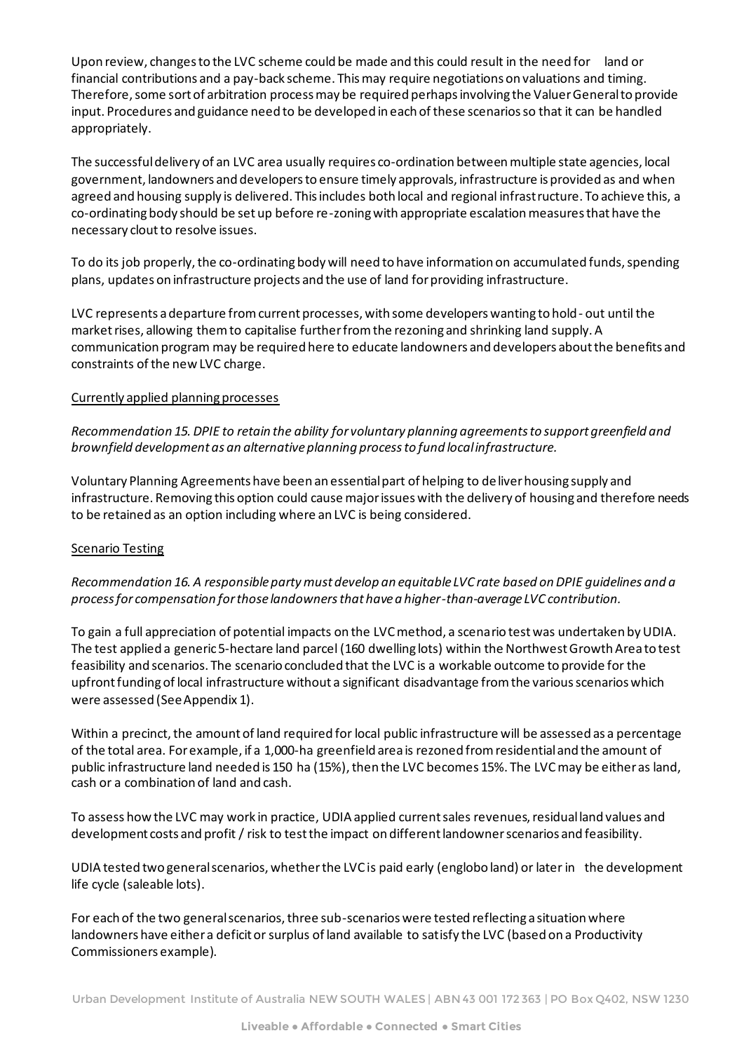Upon review, changes to the LVC scheme could be made and this could result in the need for land or financial contributions and a pay-back scheme. This may require negotiations on valuations and timing. Therefore, some sort of arbitration process may be required perhaps involving the Valuer General to provide input. Procedures and guidance need to be developed in each of these scenarios so that it can be handled appropriately.

The successful delivery of an LVC area usually requires co-ordination between multiple state agencies, local government, landowners and developers to ensure timely approvals, infrastructure is provided as and when agreed and housing supply is delivered. This includes both local and regional infrastrructure. To achieve this, a co-ordinating body should be set up before re-zoning with appropriate escalation measures that have the necessary clout to resolve issues.

To do its job properly, the co-ordinating body will need to have information on accumulated funds, spending plans, updates on infrastructure projects and the use of land for providing infrastructure.

LVC represents a departure from current processes, with some developers wanting to hold- out until the market rises, allowing them to capitalise further from the rezoning and shrinking land supply. A communication program may be required here to educate landowners and developers about the benefits and constraints of the new LVC charge.

<u>Currently applied planning processes</u>

*Recommendation 15. DPIE to retain the ability for voluntary planning agreements to support greenfield and brownfield development as an alternative planning process to fund local infrastructure.*

Voluntary Planning Agreements have been an essential part of helping to deliver housing supply and infrastructure. Removing this option could cause major issues with the delivery of housing and therefore needs to be retained as an option including where an LVC is being considered.

<u>Scenario Testing</u>

*Recommendation 16. A responsible party must develop an equitable LVC rate based on DPIE guidelines and a process for compensation for those landowners that have a higher-than-average LVC contribution.*

To gain a full appreciation of potential impacts on the LVC method, a scenario test was undertaken by UDIA. The test applied a generic 5-hectare land parcel (160 dwelling lots) within the Northwest Growth Area to test feasibility and scenarios. The scenario concluded that the LVC is a workable outcome to provide for the upfront funding of local infrastructure without a significant disadvantage from the various scenarios which were assessed (See Appendix 1).

Within a precinct, the amount of land required for local public infrastructure will be assessed as a percentage of the total area. For example, if a 1,000-ha greenfield area is rezoned from residential and the amount of public infrastructure land needed is 150 ha (15%), then the LVC becomes 15%. The LVC may be either as land, cash or a combination of land and cash.

To assess how the LVC may work in practice, UDIA applied current sales revenues, residual land values and development costs and profit / risk to test the impact on different landowner scenarios and feasibility.

UDIA tested two general scenarios, whether the LVC is paid early (englobo land) or later in the development life cycle (saleable lots).

For each of the two general scenarios, three sub-scenarios were tested reflecting a situation where landowners have either a deficit or surplus of land available to satisfy the LVC (based on a Productivity Commissioners example).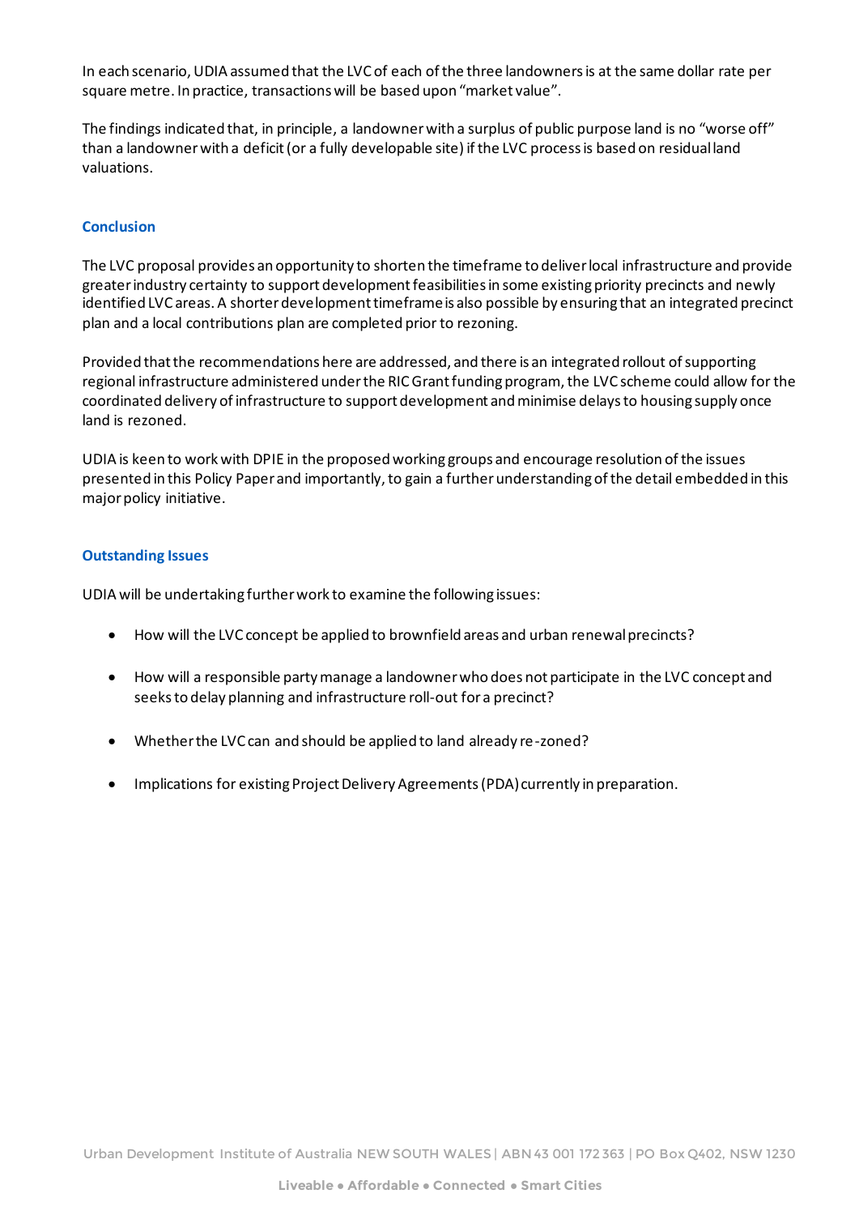In each scenario, UDIA assumed that the LVC of each of the three landowners is at the same dollar rate per square metre. In practice, transactions will be based upon "market value".

The findings indicated that, in principle, a landowner with a surplus of public purpose land is no "worse off" than a landowner with a deficit (or a fully developable site) if the LVC process is based on residual land valuations.

## Conclusion

The LVC proposal provides an opportunity to shorten the timeframe to deliver local infrastructure and provide greater industry certainty to support development feasibilities in some existing priority precincts and newly identified LVC areas. A shorter development timeframe is also possible by ensuring that an integrated precinct plan and a local contributions plan are completed prior to rezoning.

Provided that the recommendations here are addressed, and there is an integrated rollout of supporting regional infrastructure administered under the RIC Grant funding program, the LVC scheme could allow for the coordinated delivery of infrastructure to support development and minimise delays to housing supply once land is rezoned.

UDIA is keen to work with DPIE in the proposed working groups and encourage resolution of the issues presented in this Policy Paper and importantly, to gain a further understanding of the detail embedded in this major policy initiative.

## Outstanding Issues

UDIA will be undertaking further work to examine the following issues:

- How will the LVC concept be applied to brownfield areas and urban renewal precincts?
- How will a responsible party manage a landowner who does not participate in the LVC concept and seeks to delay planning and infrastructure roll-out for a precinct?
- Whether the LVC can and should be applied to land already re-zoned?
- Implications for existing Project Delivery Agreements (PDA) currently in preparation.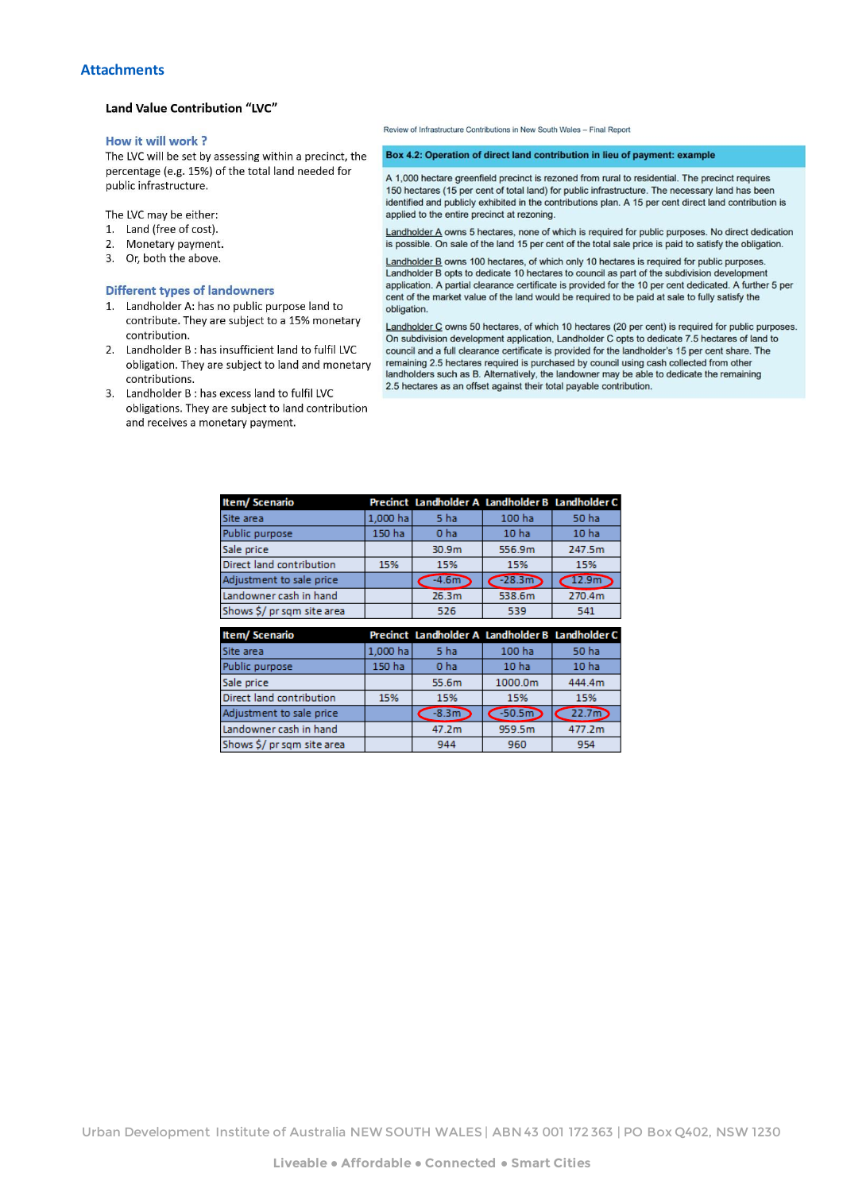## Attachments

**Land Value Contribution "LVC"**

### How it will work ?

The LVC will be set by assessing within a precinct, the percentage (e.g. 15%) of the total land needed for public infrastructure.

The LVC may be either:

1. Land (free of cost).
2. Monetary payment.
3. Or, both the above.

### Different types of landowners

1. Landholder A: has no public purpose land to contribute. They are subject to a 15% monetary contribution.
2. Landholder B : has insufficient land to fulfil LVC obligation. They are subject to land and monetary contributions.
3. Landholder B : has excess land to fulfil LVC obligations. They are subject to land contribution and receives a monetary payment.

Review of Infrastructure Contributions in New South Wales – Final Report

**Box 4.2: Operation of direct land contribution in lieu of payment: example**

A 1,000 hectare greenfield precinct is rezoned from rural to residential. The precinct requires 150 hectares (15 per cent of total land) for public infrastructure. The necessary land has been identified and publicly exhibited in the contributions plan. A 15 per cent direct land contribution is applied to the entire precinct at rezoning.

Landholder A owns 5 hectares, none of which is required for public purposes. No direct dedication is possible. On sale of the land 15 per cent of the total sale price is paid to satisfy the obligation.

Landholder B owns 100 hectares, of which only 10 hectares is required for public purposes. Landholder B opts to dedicate 10 hectares to council as part of the subdivision development application. A partial clearance certificate is provided for the 10 per cent dedicated. A further 5 per cent of the market value of the land would be required to be paid at sale to fully satisfy the obligation.

Landholder C owns 50 hectares, of which 10 hectares (20 per cent) is required for public purposes. On subdivision development application, Landholder C opts to dedicate 7.5 hectares of land to council and a full clearance certificate is provided for the landholder's 15 per cent share. The remaining 2.5 hectares required is purchased by council using cash collected from other landholders such as B. Alternatively, the landowner may be able to dedicate the remaining 2.5 hectares as an offset against their total payable contribution.

| Item/ Scenario | Precinct | Landholder A | Landholder B | Landholder C |
|---|---|---|---|---|
| Site area | 1,000 ha | 5 ha | 100 ha | 50 ha |
| Public purpose | 150 ha | 0 ha | 10 ha | 10 ha |
| Sale price | | 30.9m | 556.9m | 247.5m |
| Direct land contribution | 15% | 15% | 15% | 15% |
| Adjustment to sale price | | -4.6m | -28.3m | 12.9m |
| Landowner cash in hand | | 26.3m | 538.6m | 270.4m |
| Shows $/ pr sqm site area | | 526 | 539 | 541 |

| Item/ Scenario | Precinct | Landholder A | Landholder B | Landholder C |
|---|---|---|---|---|
| Site area | 1,000 ha | 5 ha | 100 ha | 50 ha |
| Public purpose | 150 ha | 0 ha | 10 ha | 10 ha |
| Sale price | | 55.6m | 1000.0m | 444.4m |
| Direct land contribution | 15% | 15% | 15% | 15% |
| Adjustment to sale price | | -8.3m | -50.5m | 22.7m |
| Landowner cash in hand | | 47.2m | 959.5m | 477.2m |
| Shows $/ pr sqm site area | | 944 | 960 | 954 |